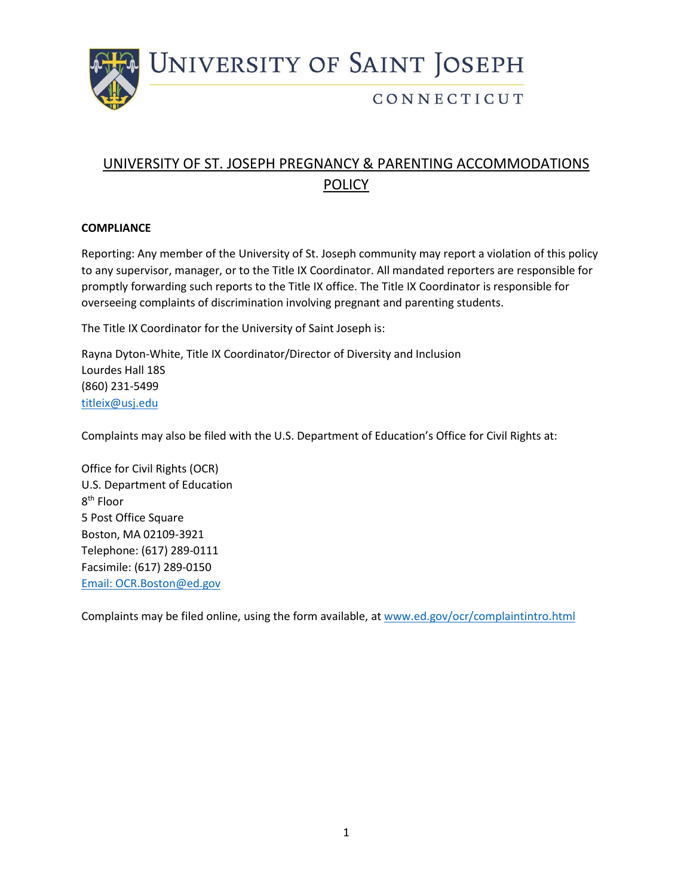UNIVERSITY OF SAINT JOSEPH

CONNECTICUT

# UNIVERSITY OF ST. JOSEPH PREGNANCY & PARENTING ACCOMMODATIONS POLICY

## COMPLIANCE

Reporting: Any member of the University of St. Joseph community may report a violation of this policy to any supervisor, manager, or to the Title IX Coordinator. All mandated reporters are responsible for promptly forwarding such reports to the Title IX office. The Title IX Coordinator is responsible for overseeing complaints of discrimination involving pregnant and parenting students.

The Title IX Coordinator for the University of Saint Joseph is:

Rayna Dyton-White, Title IX Coordinator/Director of Diversity and Inclusion  
Lourdes Hall 18S  
(860) 231-5499  
titleix@usj.edu

Complaints may also be filed with the U.S. Department of Education's Office for Civil Rights at:

Office for Civil Rights (OCR)  
U.S. Department of Education  
8th Floor  
5 Post Office Square  
Boston, MA 02109-3921  
Telephone: (617) 289-0111  
Facsimile: (617) 289-0150  
Email: OCR.Boston@ed.gov

Complaints may be filed online, using the form available, at www.ed.gov/ocr/complaintintro.html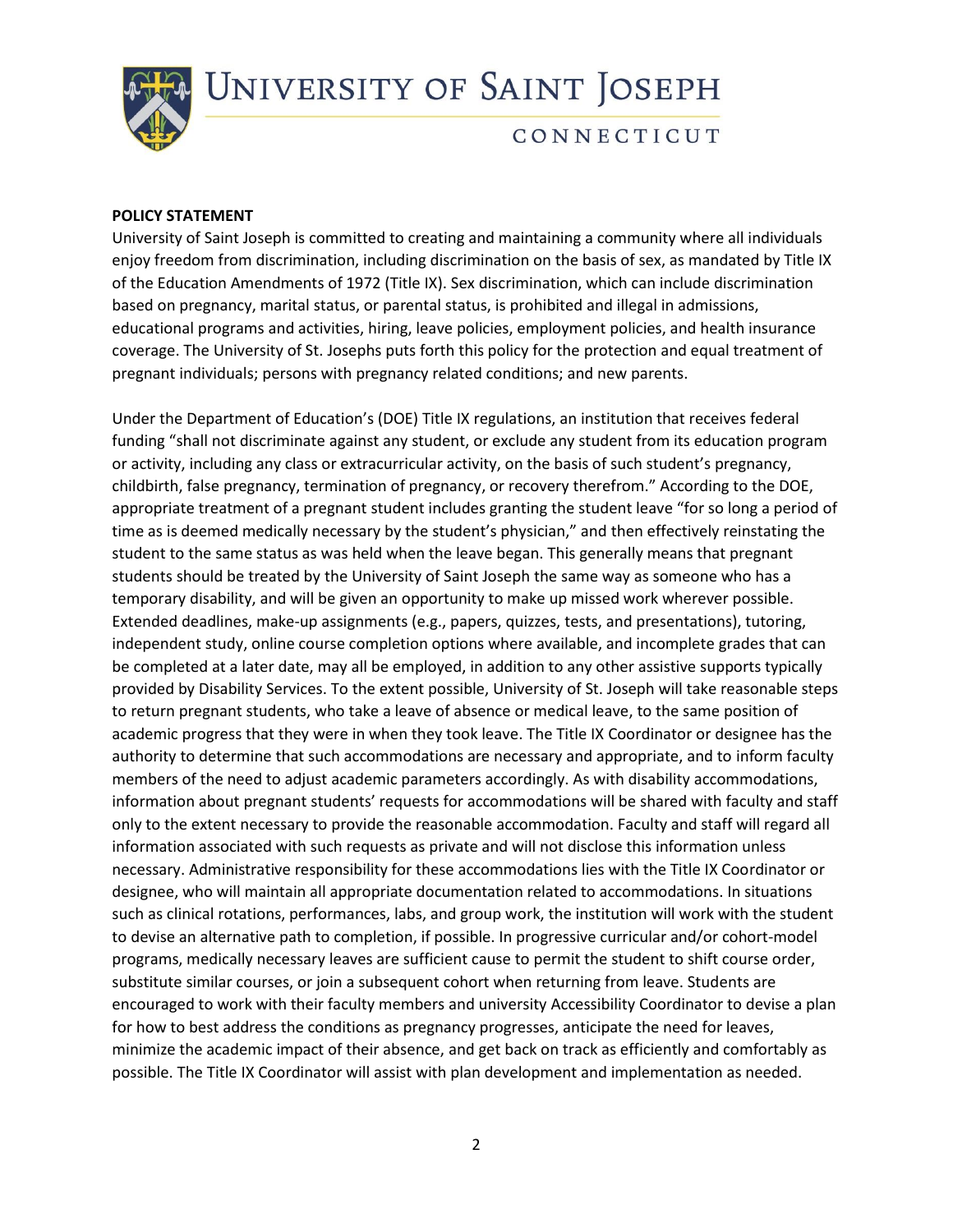**POLICY STATEMENT**

University of Saint Joseph is committed to creating and maintaining a community where all individuals enjoy freedom from discrimination, including discrimination on the basis of sex, as mandated by Title IX of the Education Amendments of 1972 (Title IX). Sex discrimination, which can include discrimination based on pregnancy, marital status, or parental status, is prohibited and illegal in admissions, educational programs and activities, hiring, leave policies, employment policies, and health insurance coverage. The University of St. Josephs puts forth this policy for the protection and equal treatment of pregnant individuals; persons with pregnancy related conditions; and new parents.

Under the Department of Education's (DOE) Title IX regulations, an institution that receives federal funding "shall not discriminate against any student, or exclude any student from its education program or activity, including any class or extracurricular activity, on the basis of such student's pregnancy, childbirth, false pregnancy, termination of pregnancy, or recovery therefrom." According to the DOE, appropriate treatment of a pregnant student includes granting the student leave "for so long a period of time as is deemed medically necessary by the student's physician," and then effectively reinstating the student to the same status as was held when the leave began. This generally means that pregnant students should be treated by the University of Saint Joseph the same way as someone who has a temporary disability, and will be given an opportunity to make up missed work wherever possible. Extended deadlines, make-up assignments (e.g., papers, quizzes, tests, and presentations), tutoring, independent study, online course completion options where available, and incomplete grades that can be completed at a later date, may all be employed, in addition to any other assistive supports typically provided by Disability Services. To the extent possible, University of St. Joseph will take reasonable steps to return pregnant students, who take a leave of absence or medical leave, to the same position of academic progress that they were in when they took leave. The Title IX Coordinator or designee has the authority to determine that such accommodations are necessary and appropriate, and to inform faculty members of the need to adjust academic parameters accordingly. As with disability accommodations, information about pregnant students' requests for accommodations will be shared with faculty and staff only to the extent necessary to provide the reasonable accommodation. Faculty and staff will regard all information associated with such requests as private and will not disclose this information unless necessary. Administrative responsibility for these accommodations lies with the Title IX Coordinator or designee, who will maintain all appropriate documentation related to accommodations. In situations such as clinical rotations, performances, labs, and group work, the institution will work with the student to devise an alternative path to completion, if possible. In progressive curricular and/or cohort-model programs, medically necessary leaves are sufficient cause to permit the student to shift course order, substitute similar courses, or join a subsequent cohort when returning from leave. Students are encouraged to work with their faculty members and university Accessibility Coordinator to devise a plan for how to best address the conditions as pregnancy progresses, anticipate the need for leaves, minimize the academic impact of their absence, and get back on track as efficiently and comfortably as possible. The Title IX Coordinator will assist with plan development and implementation as needed.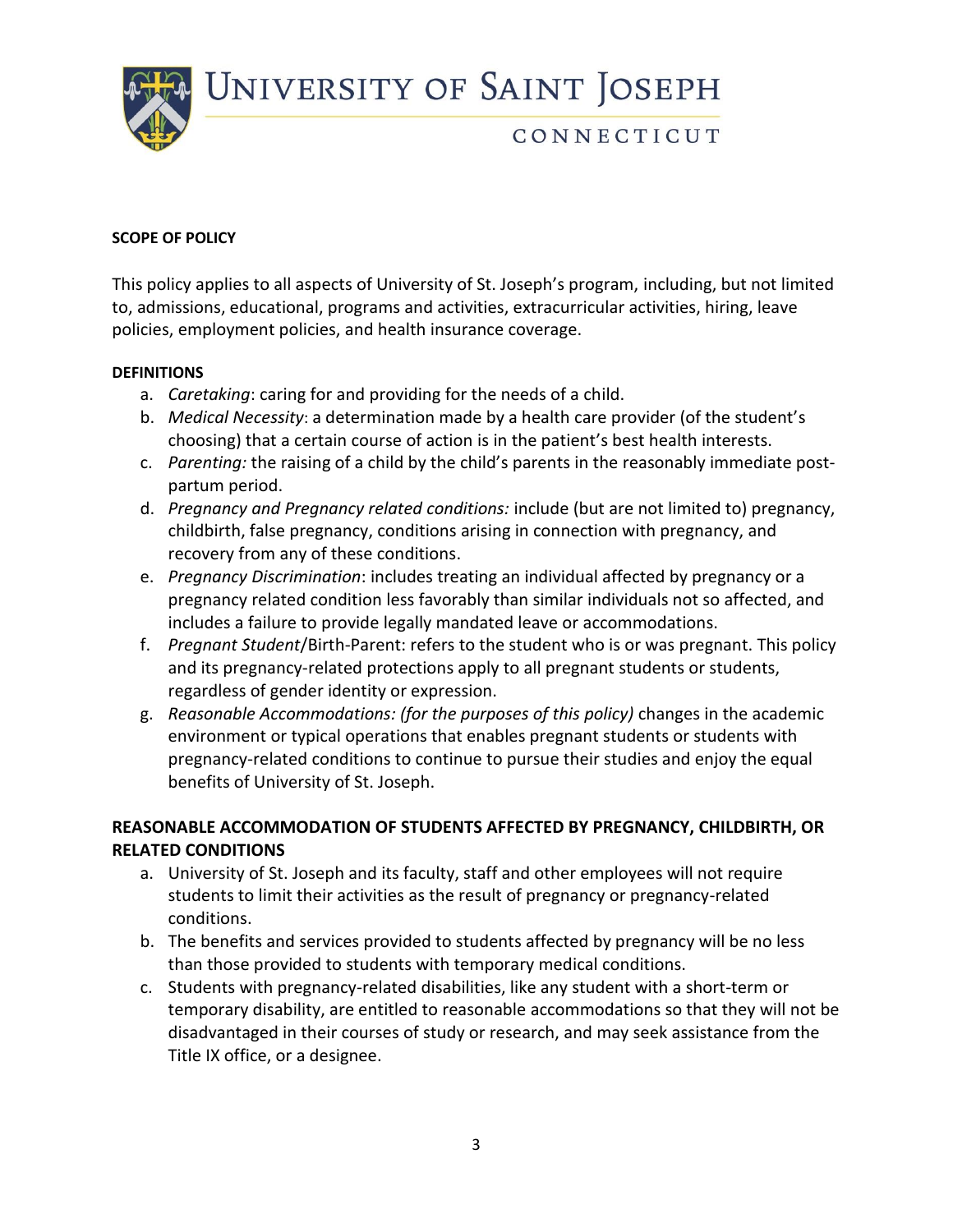**SCOPE OF POLICY**

This policy applies to all aspects of University of St. Joseph's program, including, but not limited to, admissions, educational, programs and activities, extracurricular activities, hiring, leave policies, employment policies, and health insurance coverage.

**DEFINITIONS**

a. *Caretaking*: caring for and providing for the needs of a child.
b. *Medical Necessity*: a determination made by a health care provider (of the student's choosing) that a certain course of action is in the patient's best health interests.
c. *Parenting:* the raising of a child by the child's parents in the reasonably immediate post-partum period.
d. *Pregnancy and Pregnancy related conditions:* include (but are not limited to) pregnancy, childbirth, false pregnancy, conditions arising in connection with pregnancy, and recovery from any of these conditions.
e. *Pregnancy Discrimination*: includes treating an individual affected by pregnancy or a pregnancy related condition less favorably than similar individuals not so affected, and includes a failure to provide legally mandated leave or accommodations.
f. *Pregnant Student*/Birth-Parent: refers to the student who is or was pregnant. This policy and its pregnancy-related protections apply to all pregnant students or students, regardless of gender identity or expression.
g. *Reasonable Accommodations: (for the purposes of this policy)* changes in the academic environment or typical operations that enables pregnant students or students with pregnancy-related conditions to continue to pursue their studies and enjoy the equal benefits of University of St. Joseph.

**REASONABLE ACCOMMODATION OF STUDENTS AFFECTED BY PREGNANCY, CHILDBIRTH, OR RELATED CONDITIONS**

a. University of St. Joseph and its faculty, staff and other employees will not require students to limit their activities as the result of pregnancy or pregnancy-related conditions.
b. The benefits and services provided to students affected by pregnancy will be no less than those provided to students with temporary medical conditions.
c. Students with pregnancy-related disabilities, like any student with a short-term or temporary disability, are entitled to reasonable accommodations so that they will not be disadvantaged in their courses of study or research, and may seek assistance from the Title IX office, or a designee.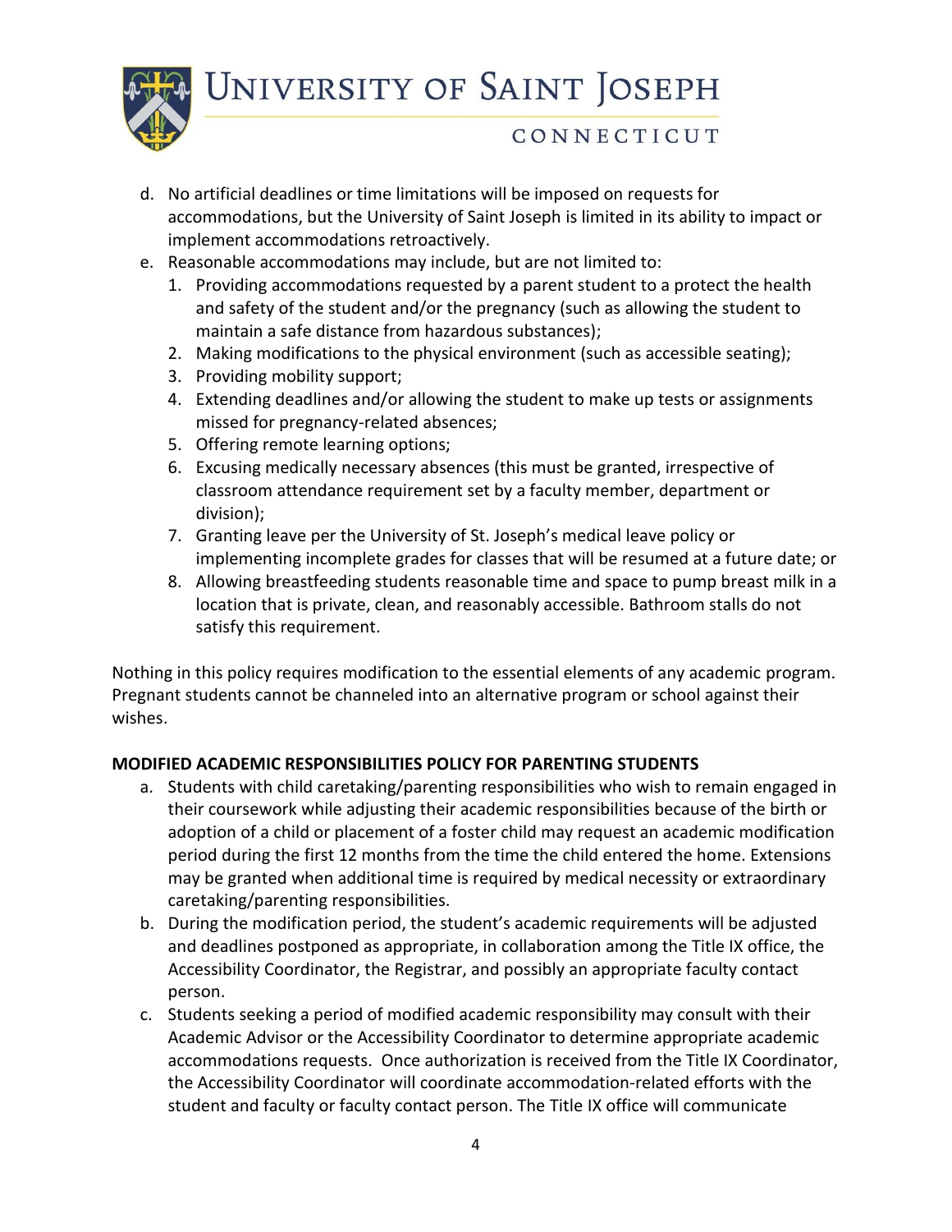d. No artificial deadlines or time limitations will be imposed on requests for accommodations, but the University of Saint Joseph is limited in its ability to impact or implement accommodations retroactively.

e. Reasonable accommodations may include, but are not limited to:
   1. Providing accommodations requested by a parent student to a protect the health and safety of the student and/or the pregnancy (such as allowing the student to maintain a safe distance from hazardous substances);
   2. Making modifications to the physical environment (such as accessible seating);
   3. Providing mobility support;
   4. Extending deadlines and/or allowing the student to make up tests or assignments missed for pregnancy-related absences;
   5. Offering remote learning options;
   6. Excusing medically necessary absences (this must be granted, irrespective of classroom attendance requirement set by a faculty member, department or division);
   7. Granting leave per the University of St. Joseph's medical leave policy or implementing incomplete grades for classes that will be resumed at a future date; or
   8. Allowing breastfeeding students reasonable time and space to pump breast milk in a location that is private, clean, and reasonably accessible. Bathroom stalls do not satisfy this requirement.

Nothing in this policy requires modification to the essential elements of any academic program. Pregnant students cannot be channeled into an alternative program or school against their wishes.

**MODIFIED ACADEMIC RESPONSIBILITIES POLICY FOR PARENTING STUDENTS**

a. Students with child caretaking/parenting responsibilities who wish to remain engaged in their coursework while adjusting their academic responsibilities because of the birth or adoption of a child or placement of a foster child may request an academic modification period during the first 12 months from the time the child entered the home. Extensions may be granted when additional time is required by medical necessity or extraordinary caretaking/parenting responsibilities.

b. During the modification period, the student's academic requirements will be adjusted and deadlines postponed as appropriate, in collaboration among the Title IX office, the Accessibility Coordinator, the Registrar, and possibly an appropriate faculty contact person.

c. Students seeking a period of modified academic responsibility may consult with their Academic Advisor or the Accessibility Coordinator to determine appropriate academic accommodations requests. Once authorization is received from the Title IX Coordinator, the Accessibility Coordinator will coordinate accommodation-related efforts with the student and faculty or faculty contact person. The Title IX office will communicate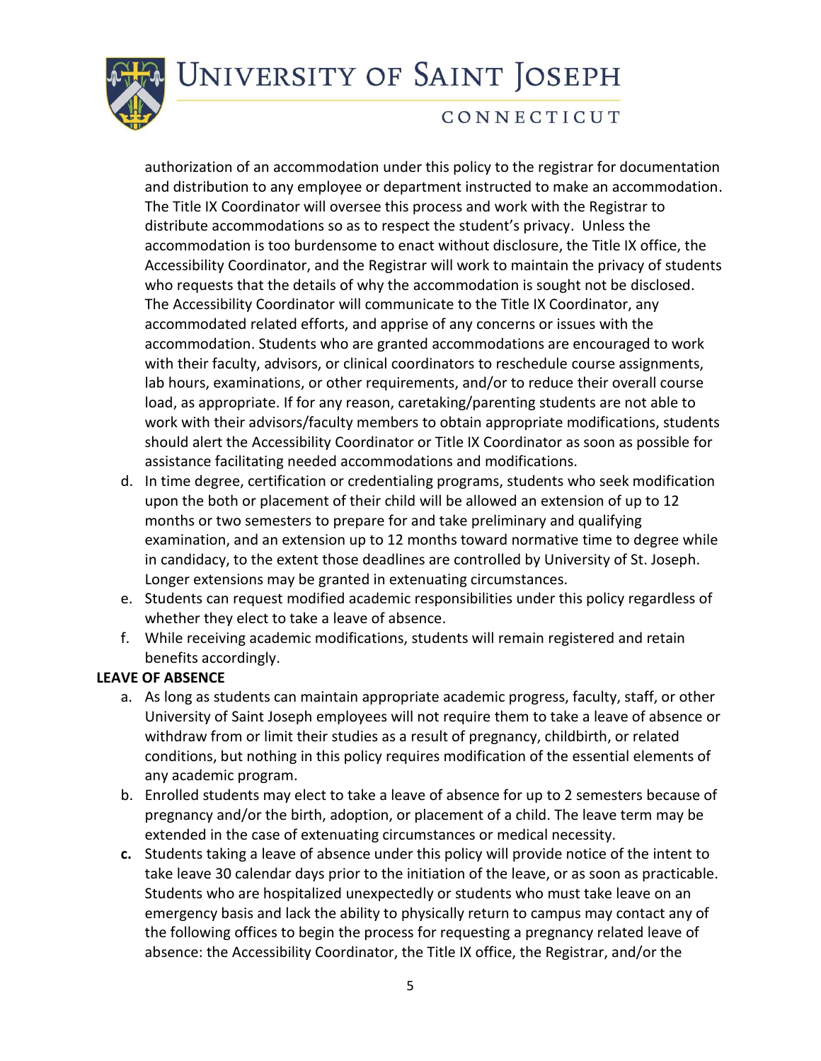authorization of an accommodation under this policy to the registrar for documentation and distribution to any employee or department instructed to make an accommodation. The Title IX Coordinator will oversee this process and work with the Registrar to distribute accommodations so as to respect the student's privacy. Unless the accommodation is too burdensome to enact without disclosure, the Title IX office, the Accessibility Coordinator, and the Registrar will work to maintain the privacy of students who requests that the details of why the accommodation is sought not be disclosed. The Accessibility Coordinator will communicate to the Title IX Coordinator, any accommodated related efforts, and apprise of any concerns or issues with the accommodation. Students who are granted accommodations are encouraged to work with their faculty, advisors, or clinical coordinators to reschedule course assignments, lab hours, examinations, or other requirements, and/or to reduce their overall course load, as appropriate. If for any reason, caretaking/parenting students are not able to work with their advisors/faculty members to obtain appropriate modifications, students should alert the Accessibility Coordinator or Title IX Coordinator as soon as possible for assistance facilitating needed accommodations and modifications.

d. In time degree, certification or credentialing programs, students who seek modification upon the both or placement of their child will be allowed an extension of up to 12 months or two semesters to prepare for and take preliminary and qualifying examination, and an extension up to 12 months toward normative time to degree while in candidacy, to the extent those deadlines are controlled by University of St. Joseph. Longer extensions may be granted in extenuating circumstances.
e. Students can request modified academic responsibilities under this policy regardless of whether they elect to take a leave of absence.
f. While receiving academic modifications, students will remain registered and retain benefits accordingly.

**LEAVE OF ABSENCE**

a. As long as students can maintain appropriate academic progress, faculty, staff, or other University of Saint Joseph employees will not require them to take a leave of absence or withdraw from or limit their studies as a result of pregnancy, childbirth, or related conditions, but nothing in this policy requires modification of the essential elements of any academic program.
b. Enrolled students may elect to take a leave of absence for up to 2 semesters because of pregnancy and/or the birth, adoption, or placement of a child. The leave term may be extended in the case of extenuating circumstances or medical necessity.
c. Students taking a leave of absence under this policy will provide notice of the intent to take leave 30 calendar days prior to the initiation of the leave, or as soon as practicable. Students who are hospitalized unexpectedly or students who must take leave on an emergency basis and lack the ability to physically return to campus may contact any of the following offices to begin the process for requesting a pregnancy related leave of absence: the Accessibility Coordinator, the Title IX office, the Registrar, and/or the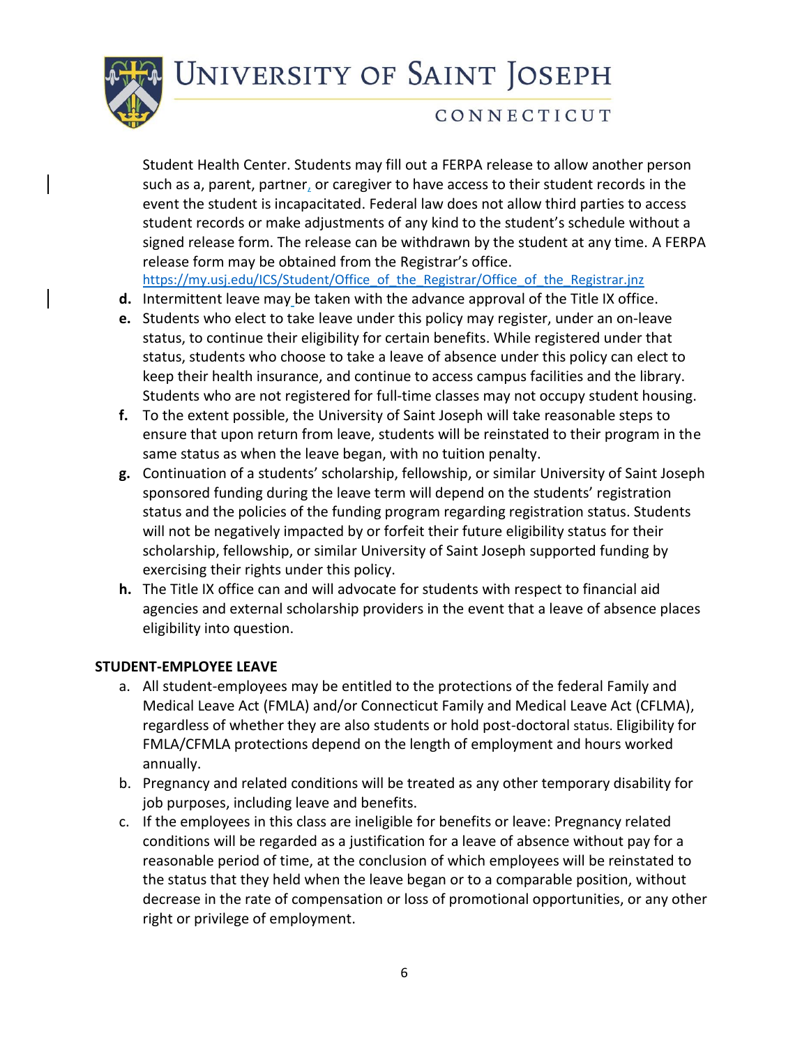Student Health Center. Students may fill out a FERPA release to allow another person such as a, parent, partner, or caregiver to have access to their student records in the event the student is incapacitated. Federal law does not allow third parties to access student records or make adjustments of any kind to the student's schedule without a signed release form. The release can be withdrawn by the student at any time. A FERPA release form may be obtained from the Registrar's office. https://my.usj.edu/ICS/Student/Office_of_the_Registrar/Office_of_the_Registrar.jnz

- **d.** Intermittent leave may be taken with the advance approval of the Title IX office.
- **e.** Students who elect to take leave under this policy may register, under an on-leave status, to continue their eligibility for certain benefits. While registered under that status, students who choose to take a leave of absence under this policy can elect to keep their health insurance, and continue to access campus facilities and the library. Students who are not registered for full-time classes may not occupy student housing.
- **f.** To the extent possible, the University of Saint Joseph will take reasonable steps to ensure that upon return from leave, students will be reinstated to their program in the same status as when the leave began, with no tuition penalty.
- **g.** Continuation of a students' scholarship, fellowship, or similar University of Saint Joseph sponsored funding during the leave term will depend on the students' registration status and the policies of the funding program regarding registration status. Students will not be negatively impacted by or forfeit their future eligibility status for their scholarship, fellowship, or similar University of Saint Joseph supported funding by exercising their rights under this policy.
- **h.** The Title IX office can and will advocate for students with respect to financial aid agencies and external scholarship providers in the event that a leave of absence places eligibility into question.

**STUDENT-EMPLOYEE LEAVE**

a. All student-employees may be entitled to the protections of the federal Family and Medical Leave Act (FMLA) and/or Connecticut Family and Medical Leave Act (CFLMA), regardless of whether they are also students or hold post-doctoral status. Eligibility for FMLA/CFMLA protections depend on the length of employment and hours worked annually.

b. Pregnancy and related conditions will be treated as any other temporary disability for job purposes, including leave and benefits.

c. If the employees in this class are ineligible for benefits or leave: Pregnancy related conditions will be regarded as a justification for a leave of absence without pay for a reasonable period of time, at the conclusion of which employees will be reinstated to the status that they held when the leave began or to a comparable position, without decrease in the rate of compensation or loss of promotional opportunities, or any other right or privilege of employment.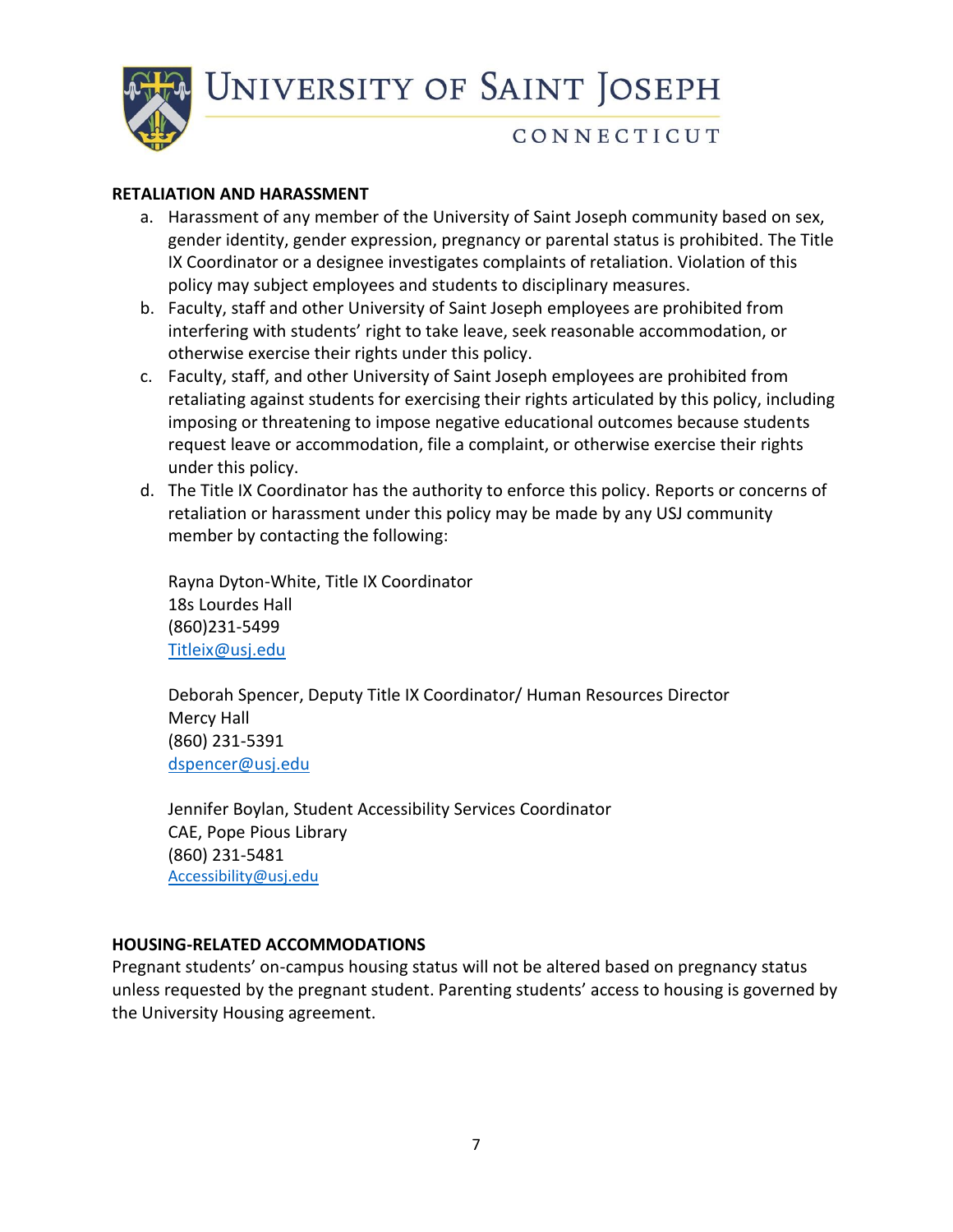## RETALIATION AND HARASSMENT

a. Harassment of any member of the University of Saint Joseph community based on sex, gender identity, gender expression, pregnancy or parental status is prohibited. The Title IX Coordinator or a designee investigates complaints of retaliation. Violation of this policy may subject employees and students to disciplinary measures.
b. Faculty, staff and other University of Saint Joseph employees are prohibited from interfering with students' right to take leave, seek reasonable accommodation, or otherwise exercise their rights under this policy.
c. Faculty, staff, and other University of Saint Joseph employees are prohibited from retaliating against students for exercising their rights articulated by this policy, including imposing or threatening to impose negative educational outcomes because students request leave or accommodation, file a complaint, or otherwise exercise their rights under this policy.
d. The Title IX Coordinator has the authority to enforce this policy. Reports or concerns of retaliation or harassment under this policy may be made by any USJ community member by contacting the following:

   Rayna Dyton-White, Title IX Coordinator
   18s Lourdes Hall
   (860)231-5499
   Titleix@usj.edu

   Deborah Spencer, Deputy Title IX Coordinator/ Human Resources Director
   Mercy Hall
   (860) 231-5391
   dspencer@usj.edu

   Jennifer Boylan, Student Accessibility Services Coordinator
   CAE, Pope Pious Library
   (860) 231-5481
   Accessibility@usj.edu

## HOUSING-RELATED ACCOMMODATIONS

Pregnant students' on-campus housing status will not be altered based on pregnancy status unless requested by the pregnant student. Parenting students' access to housing is governed by the University Housing agreement.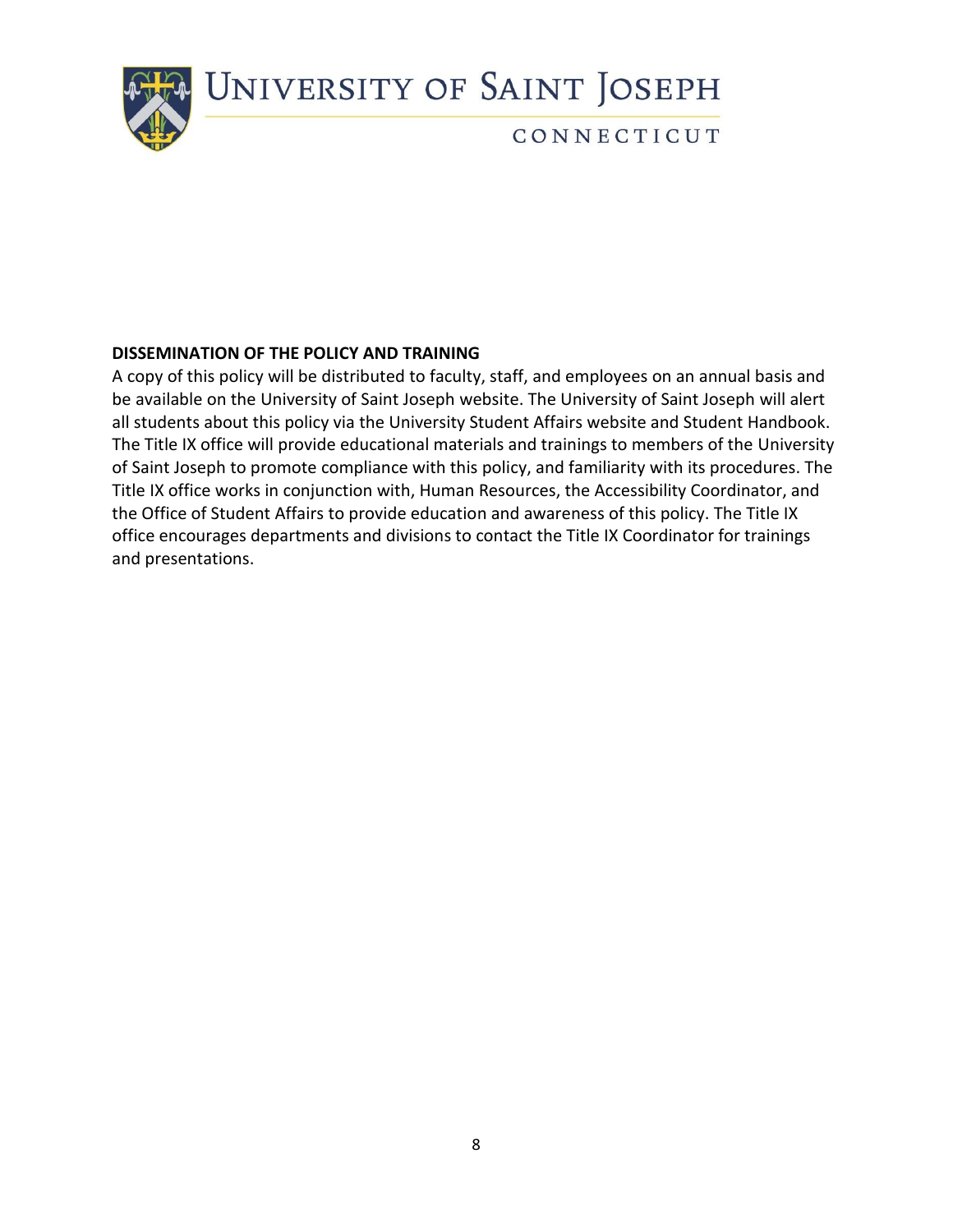**DISSEMINATION OF THE POLICY AND TRAINING**

A copy of this policy will be distributed to faculty, staff, and employees on an annual basis and be available on the University of Saint Joseph website. The University of Saint Joseph will alert all students about this policy via the University Student Affairs website and Student Handbook. The Title IX office will provide educational materials and trainings to members of the University of Saint Joseph to promote compliance with this policy, and familiarity with its procedures. The Title IX office works in conjunction with, Human Resources, the Accessibility Coordinator, and the Office of Student Affairs to provide education and awareness of this policy. The Title IX office encourages departments and divisions to contact the Title IX Coordinator for trainings and presentations.